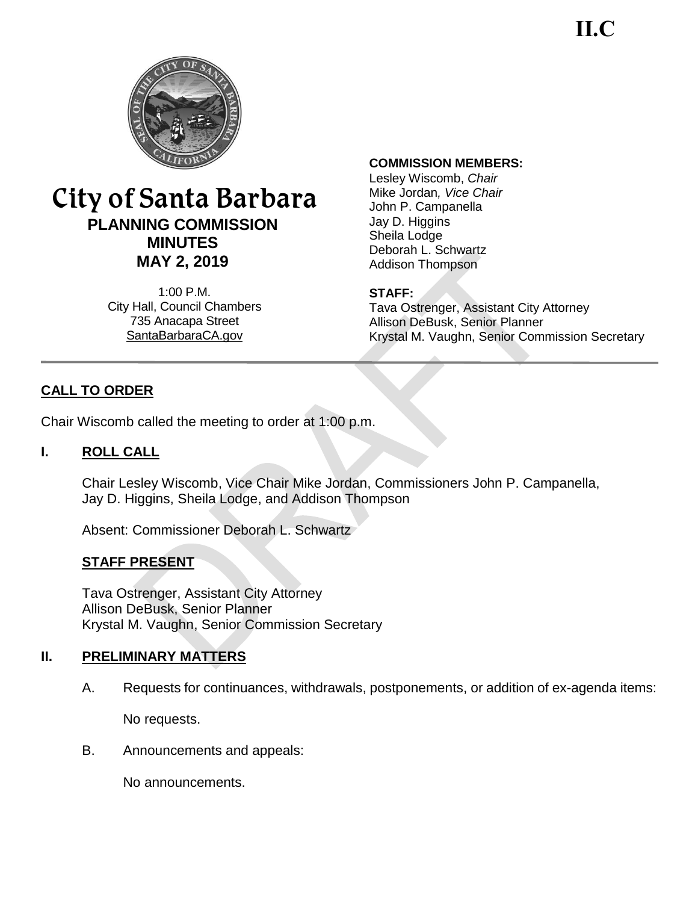II.C

# City of Santa Barbara

## PLANNING COMMISSION MINUTES

## MAY 2, 2019

1:00 P.M.
City Hall, Council Chambers
735 Anacapa Street
SantaBarbaraCA.gov

**COMMISSION MEMBERS:**
Lesley Wiscomb, *Chair*
Mike Jordan*, Vice Chair*
John P. Campanella
Jay D. Higgins
Sheila Lodge
Deborah L. Schwartz
Addison Thompson

**STAFF:**
Tava Ostrenger, Assistant City Attorney
Allison DeBusk, Senior Planner
Krystal M. Vaughn, Senior Commission Secretary

---

**CALL TO ORDER**

Chair Wiscomb called the meeting to order at 1:00 p.m.

**I. ROLL CALL**

Chair Lesley Wiscomb, Vice Chair Mike Jordan, Commissioners John P. Campanella, Jay D. Higgins, Sheila Lodge, and Addison Thompson

Absent: Commissioner Deborah L. Schwartz

**STAFF PRESENT**

Tava Ostrenger, Assistant City Attorney
Allison DeBusk, Senior Planner
Krystal M. Vaughn, Senior Commission Secretary

**II. PRELIMINARY MATTERS**

A. Requests for continuances, withdrawals, postponements, or addition of ex-agenda items:

No requests.

B. Announcements and appeals:

No announcements.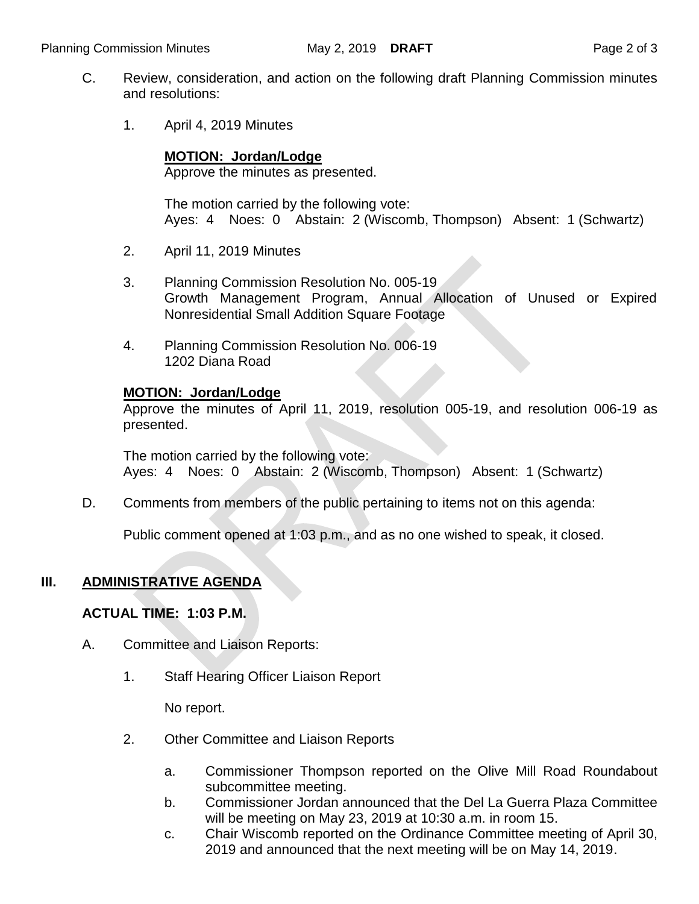C. Review, consideration, and action on the following draft Planning Commission minutes and resolutions:

1. April 4, 2019 Minutes

   **MOTION: Jordan/Lodge**
   Approve the minutes as presented.

   The motion carried by the following vote:
   Ayes: 4 Noes: 0 Abstain: 2 (Wiscomb, Thompson) Absent: 1 (Schwartz)

2. April 11, 2019 Minutes

3. Planning Commission Resolution No. 005-19
   Growth Management Program, Annual Allocation of Unused or Expired Nonresidential Small Addition Square Footage

4. Planning Commission Resolution No. 006-19
   1202 Diana Road

**MOTION: Jordan/Lodge**
Approve the minutes of April 11, 2019, resolution 005-19, and resolution 006-19 as presented.

The motion carried by the following vote:
Ayes: 4 Noes: 0 Abstain: 2 (Wiscomb, Thompson) Absent: 1 (Schwartz)

D. Comments from members of the public pertaining to items not on this agenda:

Public comment opened at 1:03 p.m., and as no one wished to speak, it closed.

## III. ADMINISTRATIVE AGENDA

**ACTUAL TIME: 1:03 P.M.**

A. Committee and Liaison Reports:

1. Staff Hearing Officer Liaison Report

   No report.

2. Other Committee and Liaison Reports

   a. Commissioner Thompson reported on the Olive Mill Road Roundabout subcommittee meeting.
   b. Commissioner Jordan announced that the Del La Guerra Plaza Committee will be meeting on May 23, 2019 at 10:30 a.m. in room 15.
   c. Chair Wiscomb reported on the Ordinance Committee meeting of April 30, 2019 and announced that the next meeting will be on May 14, 2019.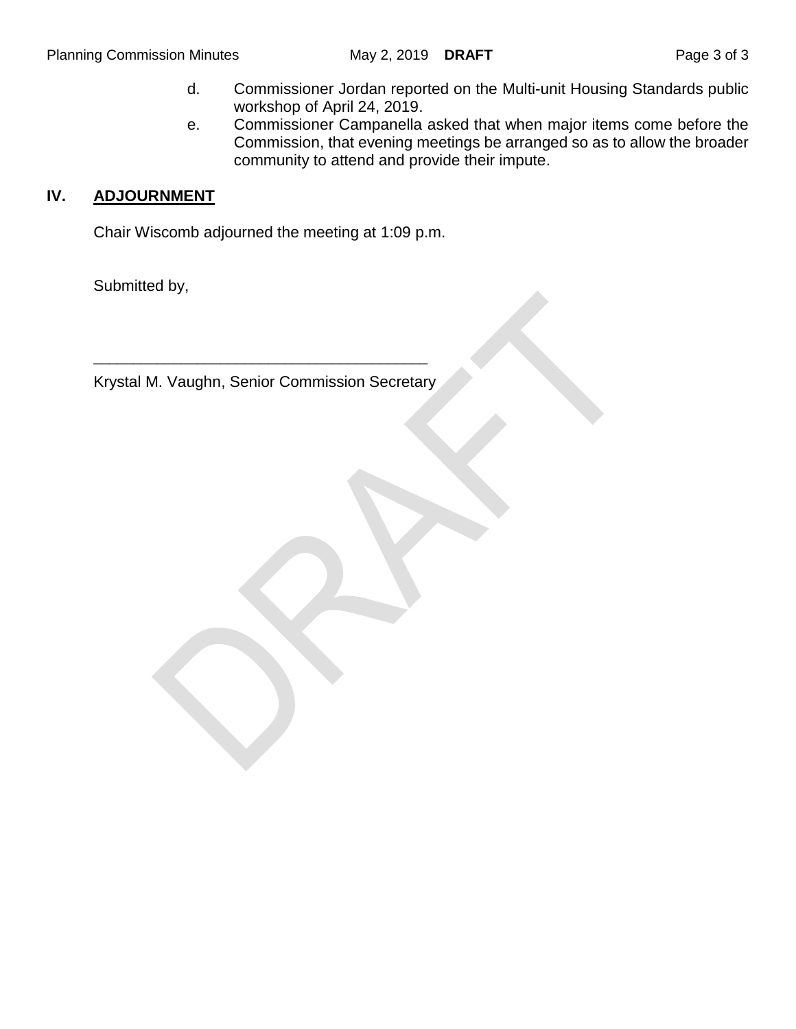d. Commissioner Jordan reported on the Multi-unit Housing Standards public workshop of April 24, 2019.

e. Commissioner Campanella asked that when major items come before the Commission, that evening meetings be arranged so as to allow the broader community to attend and provide their impute.

## IV. ADJOURNMENT

Chair Wiscomb adjourned the meeting at 1:09 p.m.

Submitted by,

\_\_\_\_\_\_\_\_\_\_\_\_\_\_\_\_\_\_\_\_\_\_\_\_\_\_\_\_\_\_\_\_\_\_\_\_\_\_\_\_

Krystal M. Vaughn, Senior Commission Secretary

DRAFT